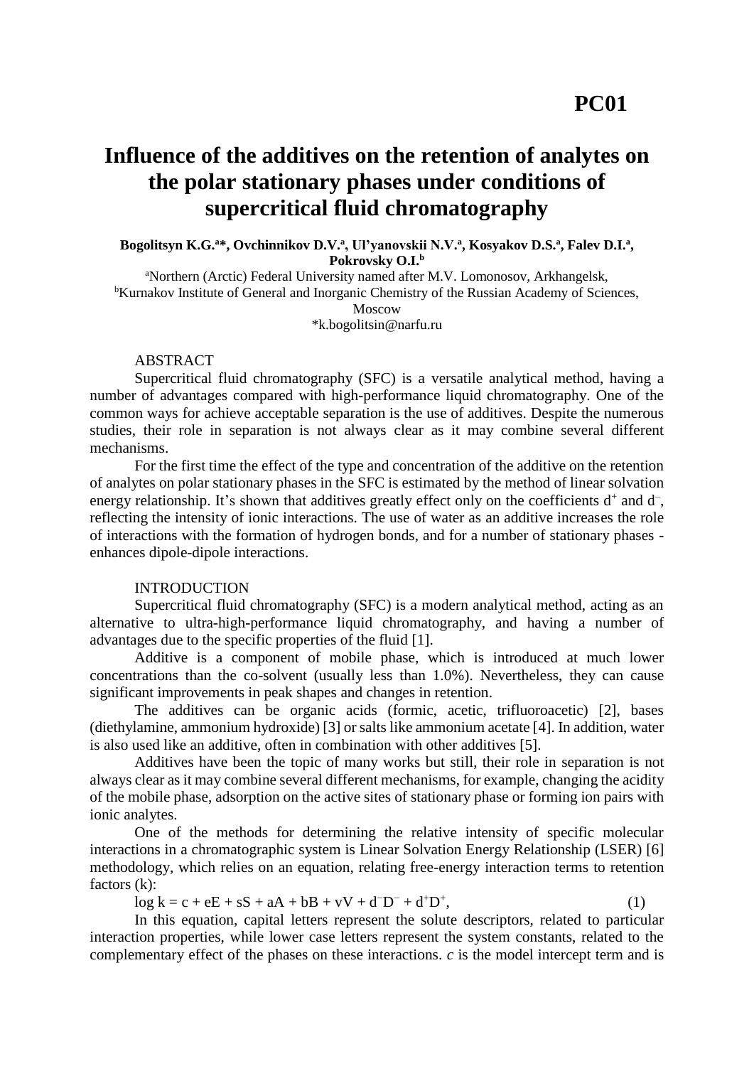**PC01**

# Influence of the additives on the retention of analytes on the polar stationary phases under conditions of supercritical fluid chromatography

**Bogolitsyn K.G.[a]*, Ovchinnikov D.V.[a], Ul'yanovskii N.V.[a], Kosyakov D.S.[a], Falev D.I.[a], Pokrovsky O.I.[b]**

[a]Northern (Arctic) Federal University named after M.V. Lomonosov, Arkhangelsk,
[b]Kurnakov Institute of General and Inorganic Chemistry of the Russian Academy of Sciences, Moscow
*k.bogolitsin@narfu.ru

ABSTRACT

Supercritical fluid chromatography (SFC) is a versatile analytical method, having a number of advantages compared with high-performance liquid chromatography. One of the common ways for achieve acceptable separation is the use of additives. Despite the numerous studies, their role in separation is not always clear as it may combine several different mechanisms.

For the first time the effect of the type and concentration of the additive on the retention of analytes on polar stationary phases in the SFC is estimated by the method of linear solvation energy relationship. It's shown that additives greatly effect only on the coefficients $d^+$ and $d^-$, reflecting the intensity of ionic interactions. The use of water as an additive increases the role of interactions with the formation of hydrogen bonds, and for a number of stationary phases - enhances dipole-dipole interactions.

INTRODUCTION

Supercritical fluid chromatography (SFC) is a modern analytical method, acting as an alternative to ultra-high-performance liquid chromatography, and having a number of advantages due to the specific properties of the fluid [1].

Additive is a component of mobile phase, which is introduced at much lower concentrations than the co-solvent (usually less than 1.0%). Nevertheless, they can cause significant improvements in peak shapes and changes in retention.

The additives can be organic acids (formic, acetic, trifluoroacetic) [2], bases (diethylamine, ammonium hydroxide) [3] or salts like ammonium acetate [4]. In addition, water is also used like an additive, often in combination with other additives [5].

Additives have been the topic of many works but still, their role in separation is not always clear as it may combine several different mechanisms, for example, changing the acidity of the mobile phase, adsorption on the active sites of stationary phase or forming ion pairs with ionic analytes.

One of the methods for determining the relative intensity of specific molecular interactions in a chromatographic system is Linear Solvation Energy Relationship (LSER) [6] methodology, which relies on an equation, relating free-energy interaction terms to retention factors (k):

$$\log k = c + eE + sS + aA + bB + vV + d^-D^- + d^+D^+, \qquad (1)$$

In this equation, capital letters represent the solute descriptors, related to particular interaction properties, while lower case letters represent the system constants, related to the complementary effect of the phases on these interactions. *c* is the model intercept term and is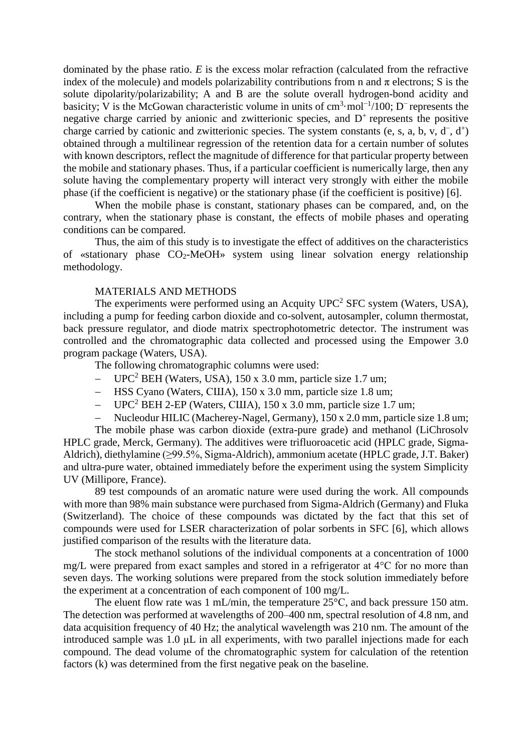dominated by the phase ratio. *E* is the excess molar refraction (calculated from the refractive index of the molecule) and models polarizability contributions from n and π electrons; S is the solute dipolarity/polarizability; A and B are the solute overall hydrogen-bond acidity and basicity; V is the McGowan characteristic volume in units of $cm^3 \cdot mol^{-1}/100$; $D^-$ represents the negative charge carried by anionic and zwitterionic species, and $D^+$ represents the positive charge carried by cationic and zwitterionic species. The system constants (e, s, a, b, v, $d^-$, $d^+$) obtained through a multilinear regression of the retention data for a certain number of solutes with known descriptors, reflect the magnitude of difference for that particular property between the mobile and stationary phases. Thus, if a particular coefficient is numerically large, then any solute having the complementary property will interact very strongly with either the mobile phase (if the coefficient is negative) or the stationary phase (if the coefficient is positive) [6].

When the mobile phase is constant, stationary phases can be compared, and, on the contrary, when the stationary phase is constant, the effects of mobile phases and operating conditions can be compared.

Thus, the aim of this study is to investigate the effect of additives on the characteristics of «stationary phase $CO_2$-MeOH» system using linear solvation energy relationship methodology.

## MATERIALS AND METHODS

The experiments were performed using an Acquity $UPC^2$ SFC system (Waters, USA), including a pump for feeding carbon dioxide and co-solvent, autosampler, column thermostat, back pressure regulator, and diode matrix spectrophotometric detector. The instrument was controlled and the chromatographic data collected and processed using the Empower 3.0 program package (Waters, USA).

The following chromatographic columns were used:

- $UPC^2$ BEH (Waters, USA), 150 x 3.0 mm, particle size 1.7 um;
- HSS Cyano (Waters, США), 150 x 3.0 mm, particle size 1.8 um;
- $UPC^2$ BEH 2-EP (Waters, США), 150 x 3.0 mm, particle size 1.7 um;
- Nucleodur HILIC (Macherey-Nagel, Germany), 150 x 2.0 mm, particle size 1.8 um;

The mobile phase was carbon dioxide (extra-pure grade) and methanol (LiChrosolv HPLC grade, Merck, Germany). The additives were trifluoroacetic acid (HPLC grade, Sigma-Aldrich), diethylamine (≥99.5%, Sigma-Aldrich), ammonium acetate (HPLC grade, J.T. Baker) and ultra-pure water, obtained immediately before the experiment using the system Simplicity UV (Millipore, France).

89 test compounds of an aromatic nature were used during the work. All compounds with more than 98% main substance were purchased from Sigma-Aldrich (Germany) and Fluka (Switzerland). The choice of these compounds was dictated by the fact that this set of compounds were used for LSER characterization of polar sorbents in SFC [6], which allows justified comparison of the results with the literature data.

The stock methanol solutions of the individual components at a concentration of 1000 mg/L were prepared from exact samples and stored in a refrigerator at 4°C for no more than seven days. The working solutions were prepared from the stock solution immediately before the experiment at a concentration of each component of 100 mg/L.

The eluent flow rate was 1 mL/min, the temperature 25°C, and back pressure 150 atm. The detection was performed at wavelengths of 200–400 nm, spectral resolution of 4.8 nm, and data acquisition frequency of 40 Hz; the analytical wavelength was 210 nm. The amount of the introduced sample was 1.0 μL in all experiments, with two parallel injections made for each compound. The dead volume of the chromatographic system for calculation of the retention factors (k) was determined from the first negative peak on the baseline.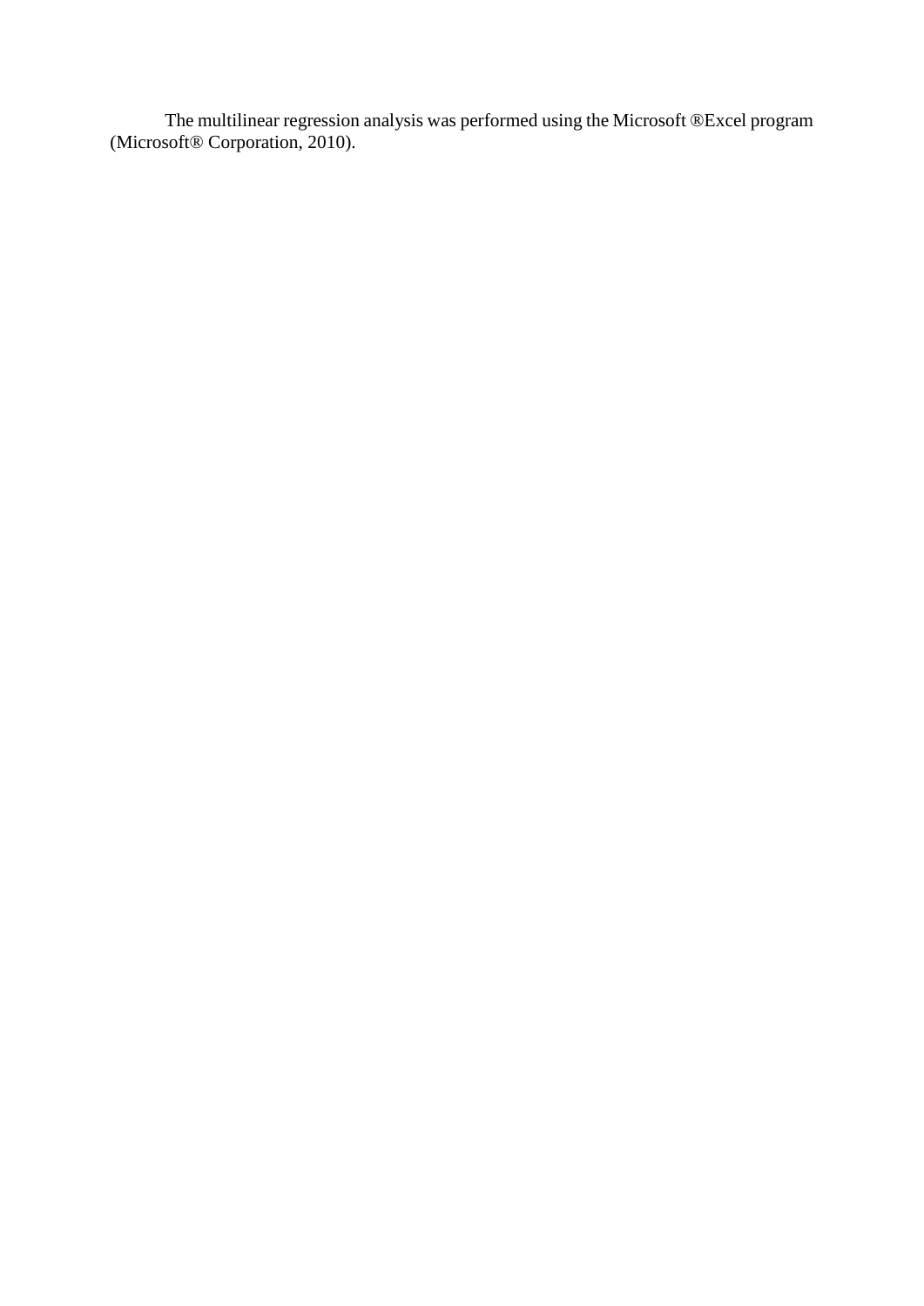The multilinear regression analysis was performed using the Microsoft ®Excel program (Microsoft® Corporation, 2010).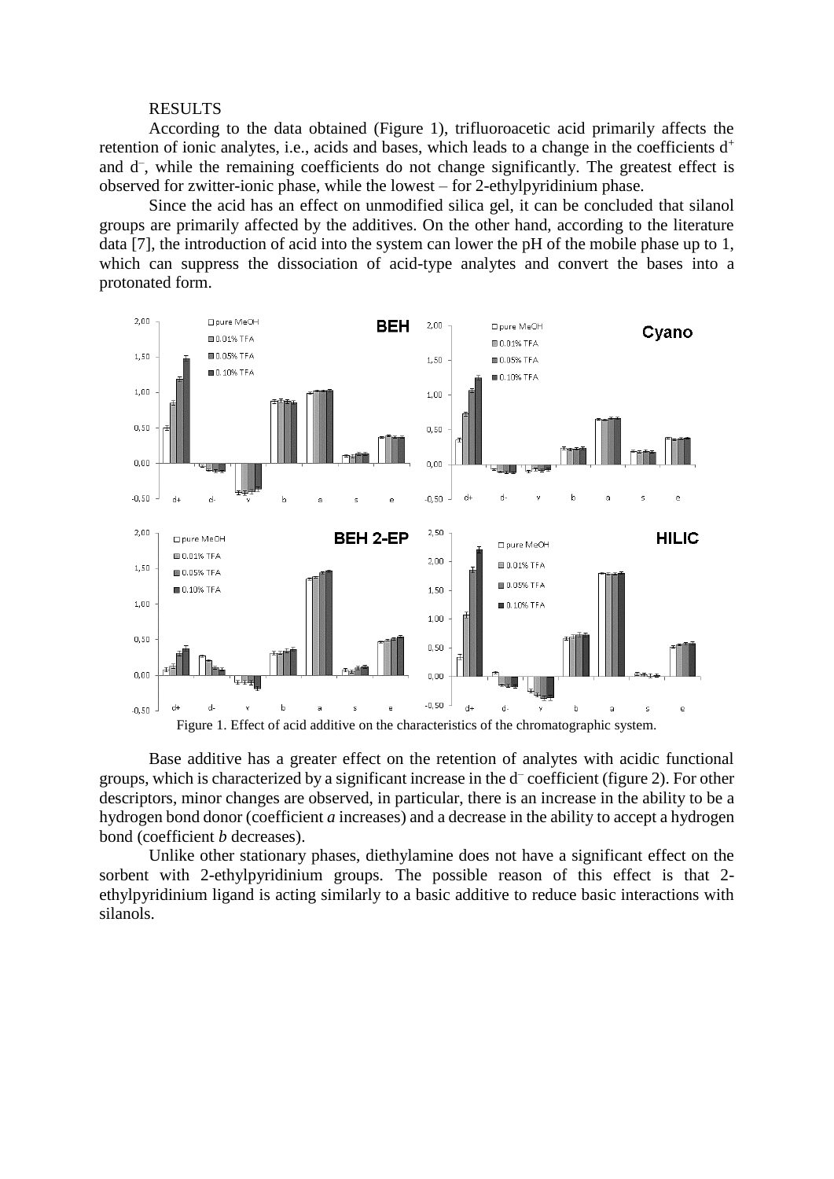RESULTS

According to the data obtained (Figure 1), trifluoroacetic acid primarily affects the retention of ionic analytes, i.e., acids and bases, which leads to a change in the coefficients $d^+$ and $d^-$, while the remaining coefficients do not change significantly. The greatest effect is observed for zwitter-ionic phase, while the lowest – for 2-ethylpyridinium phase.

Since the acid has an effect on unmodified silica gel, it can be concluded that silanol groups are primarily affected by the additives. On the other hand, according to the literature data [7], the introduction of acid into the system can lower the pH of the mobile phase up to 1, which can suppress the dissociation of acid-type analytes and convert the bases into a protonated form.

Figure 1. Effect of acid additive on the characteristics of the chromatographic system.

Base additive has a greater effect on the retention of analytes with acidic functional groups, which is characterized by a significant increase in the $d^-$ coefficient (figure 2). For other descriptors, minor changes are observed, in particular, there is an increase in the ability to be a hydrogen bond donor (coefficient *a* increases) and a decrease in the ability to accept a hydrogen bond (coefficient *b* decreases).

Unlike other stationary phases, diethylamine does not have a significant effect on the sorbent with 2-ethylpyridinium groups. The possible reason of this effect is that 2-ethylpyridinium ligand is acting similarly to a basic additive to reduce basic interactions with silanols.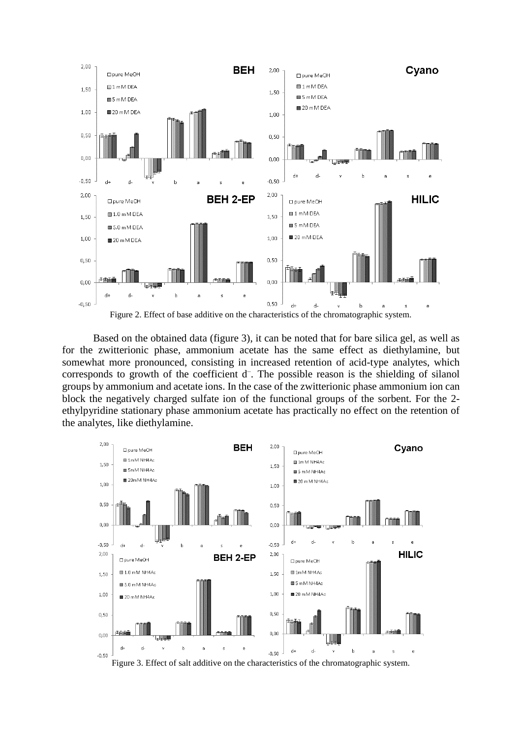Figure 2. Effect of base additive on the characteristics of the chromatographic system.

Based on the obtained data (figure 3), it can be noted that for bare silica gel, as well as for the zwitterionic phase, ammonium acetate has the same effect as diethylamine, but somewhat more pronounced, consisting in increased retention of acid-type analytes, which corresponds to growth of the coefficient $d^-$. The possible reason is the shielding of silanol groups by ammonium and acetate ions. In the case of the zwitterionic phase ammonium ion can block the negatively charged sulfate ion of the functional groups of the sorbent. For the 2-ethylpyridine stationary phase ammonium acetate has practically no effect on the retention of the analytes, like diethylamine.

Figure 3. Effect of salt additive on the characteristics of the chromatographic system.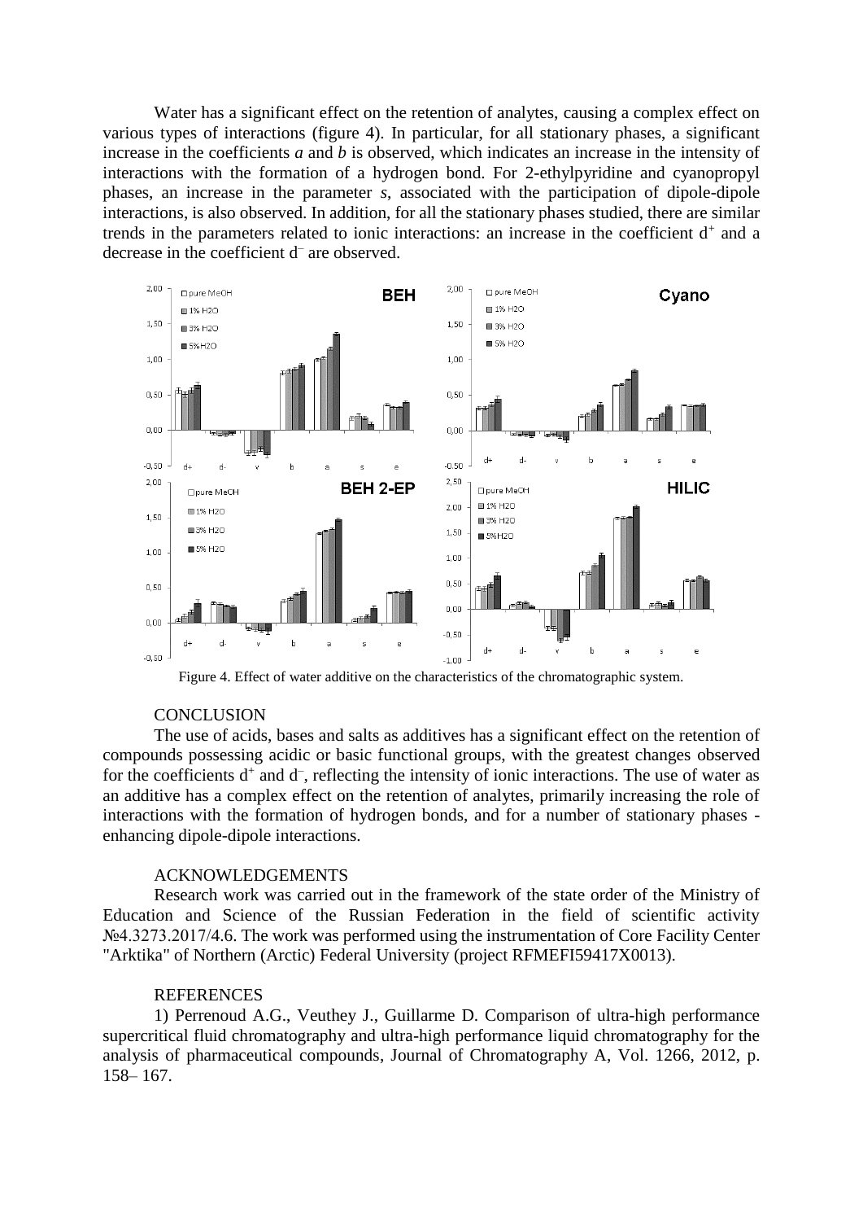Water has a significant effect on the retention of analytes, causing a complex effect on various types of interactions (figure 4). In particular, for all stationary phases, a significant increase in the coefficients *a* and *b* is observed, which indicates an increase in the intensity of interactions with the formation of a hydrogen bond. For 2-ethylpyridine and cyanopropyl phases, an increase in the parameter *s*, associated with the participation of dipole-dipole interactions, is also observed. In addition, for all the stationary phases studied, there are similar trends in the parameters related to ionic interactions: an increase in the coefficient $d^+$ and a decrease in the coefficient $d^-$ are observed.

Figure 4. Effect of water additive on the characteristics of the chromatographic system.

## CONCLUSION

The use of acids, bases and salts as additives has a significant effect on the retention of compounds possessing acidic or basic functional groups, with the greatest changes observed for the coefficients $d^+$ and $d^-$, reflecting the intensity of ionic interactions. The use of water as an additive has a complex effect on the retention of analytes, primarily increasing the role of interactions with the formation of hydrogen bonds, and for a number of stationary phases - enhancing dipole-dipole interactions.

## ACKNOWLEDGEMENTS

Research work was carried out in the framework of the state order of the Ministry of Education and Science of the Russian Federation in the field of scientific activity №4.3273.2017/4.6. The work was performed using the instrumentation of Core Facility Center "Arktika" of Northern (Arctic) Federal University (project RFMEFI59417X0013).

## REFERENCES

1) Perrenoud A.G., Veuthey J., Guillarme D. Comparison of ultra-high performance supercritical fluid chromatography and ultra-high performance liquid chromatography for the analysis of pharmaceutical compounds, Journal of Chromatography A, Vol. 1266, 2012, p. 158– 167.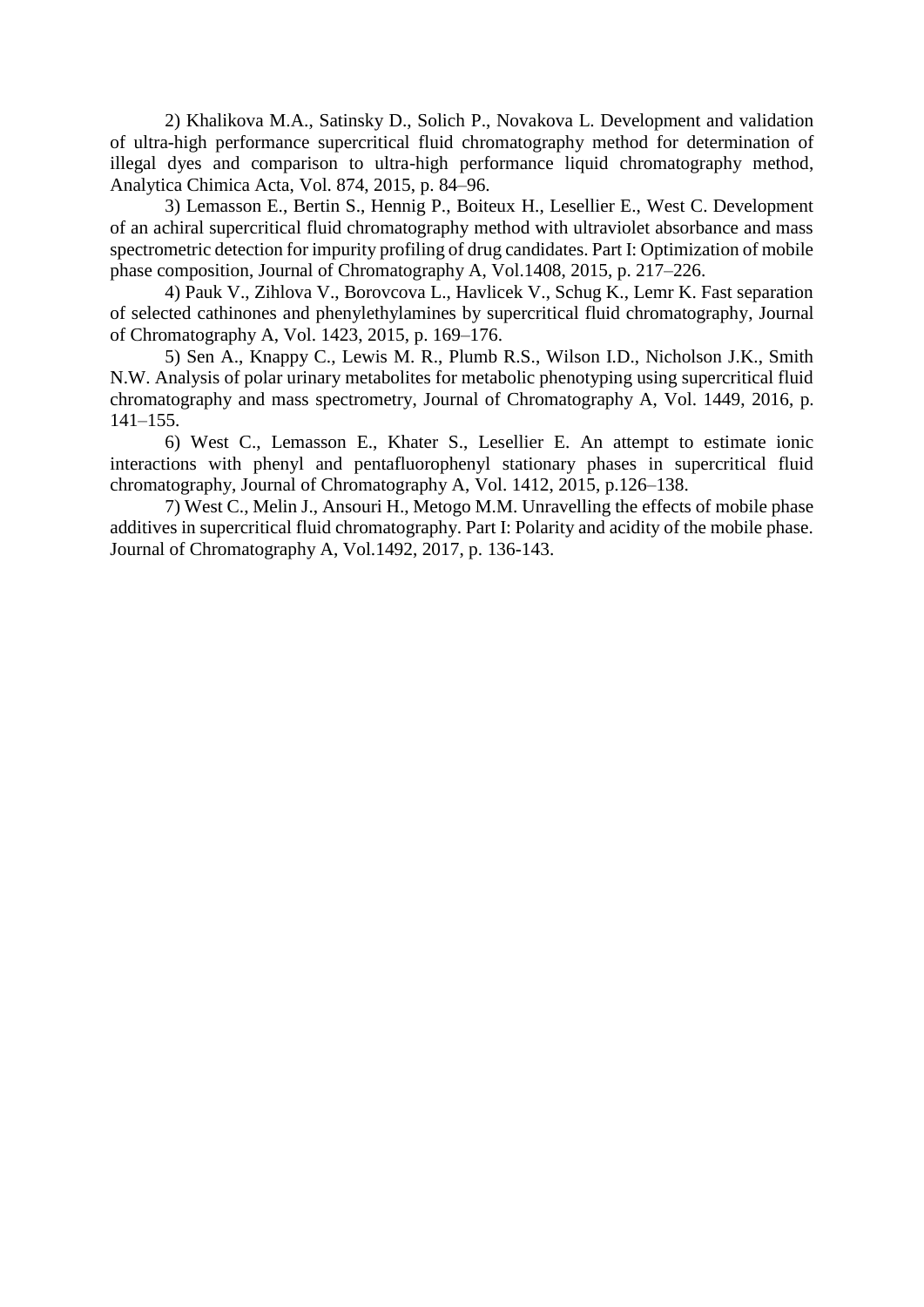2) Khalikova M.A., Satinsky D., Solich P., Novakova L. Development and validation of ultra-high performance supercritical fluid chromatography method for determination of illegal dyes and comparison to ultra-high performance liquid chromatography method, Analytica Chimica Acta, Vol. 874, 2015, p. 84–96.

3) Lemasson E., Bertin S., Hennig P., Boiteux H., Lesellier E., West C. Development of an achiral supercritical fluid chromatography method with ultraviolet absorbance and mass spectrometric detection for impurity profiling of drug candidates. Part I: Optimization of mobile phase composition, Journal of Chromatography A, Vol.1408, 2015, p. 217–226.

4) Pauk V., Zihlova V., Borovcova L., Havlicek V., Schug K., Lemr K. Fast separation of selected cathinones and phenylethylamines by supercritical fluid chromatography, Journal of Chromatography A, Vol. 1423, 2015, p. 169–176.

5) Sen A., Knappy C., Lewis M. R., Plumb R.S., Wilson I.D., Nicholson J.K., Smith N.W. Analysis of polar urinary metabolites for metabolic phenotyping using supercritical fluid chromatography and mass spectrometry, Journal of Chromatography A, Vol. 1449, 2016, p. 141–155.

6) West C., Lemasson E., Khater S., Lesellier E. An attempt to estimate ionic interactions with phenyl and pentafluorophenyl stationary phases in supercritical fluid chromatography, Journal of Chromatography A, Vol. 1412, 2015, p.126–138.

7) West C., Melin J., Ansouri H., Metogo M.M. Unravelling the effects of mobile phase additives in supercritical fluid chromatography. Part I: Polarity and acidity of the mobile phase. Journal of Chromatography A, Vol.1492, 2017, p. 136-143.